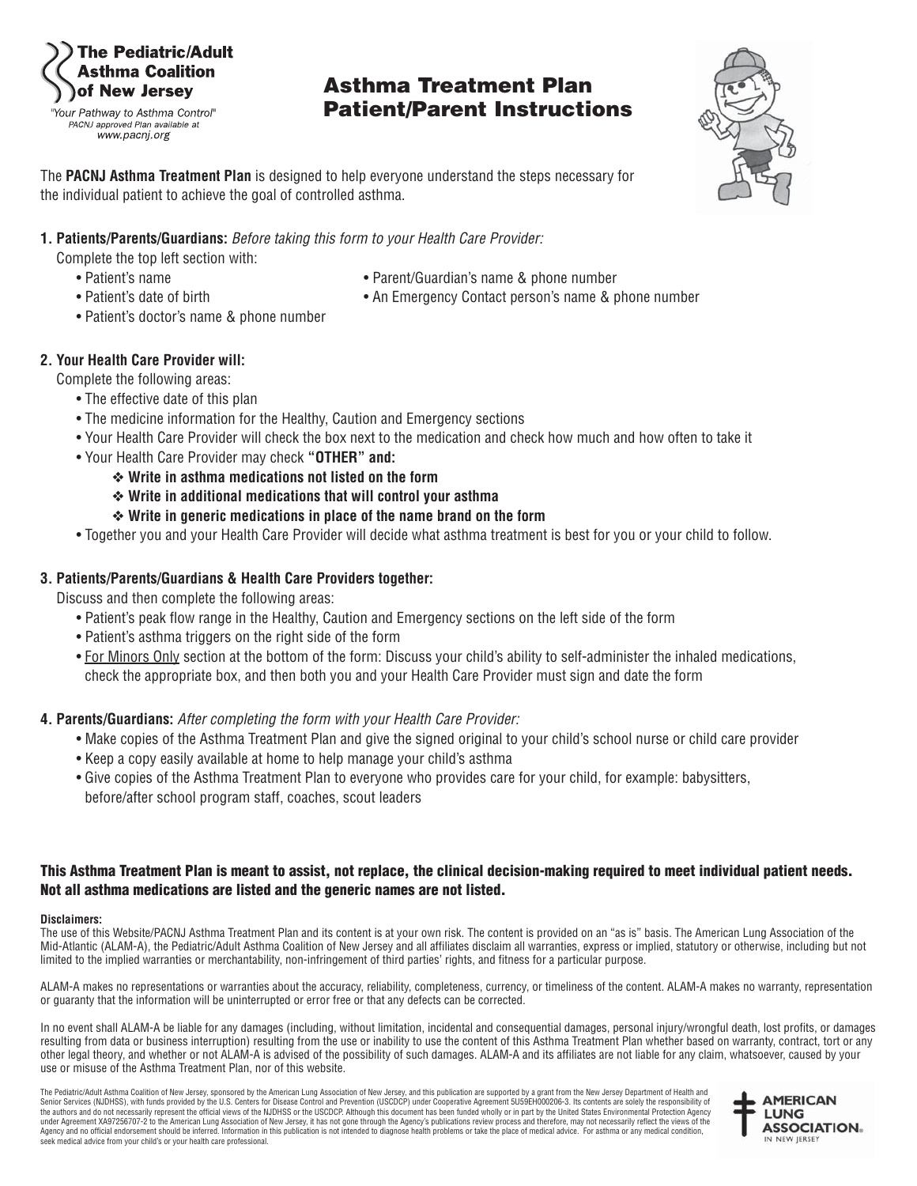The Pediatric/Adult Asthma Coalition of New Jersey

*"Your Pathway to Asthma Control"*
*PACNJ approved Plan available at*
*www.pacnj.org*

# Asthma Treatment Plan Patient/Parent Instructions

The **PACNJ Asthma Treatment Plan** is designed to help everyone understand the steps necessary for the individual patient to achieve the goal of controlled asthma.

**1. Patients/Parents/Guardians:** *Before taking this form to your Health Care Provider:*

Complete the top left section with:

- Patient's name
- Patient's date of birth
- Patient's doctor's name & phone number
- Parent/Guardian's name & phone number
- An Emergency Contact person's name & phone number

**2. Your Health Care Provider will:**

Complete the following areas:

- The effective date of this plan
- The medicine information for the Healthy, Caution and Emergency sections
- Your Health Care Provider will check the box next to the medication and check how much and how often to take it
- Your Health Care Provider may check **"OTHER" and:**
  - ❖ **Write in asthma medications not listed on the form**
  - ❖ **Write in additional medications that will control your asthma**
  - ❖ **Write in generic medications in place of the name brand on the form**
- Together you and your Health Care Provider will decide what asthma treatment is best for you or your child to follow.

**3. Patients/Parents/Guardians & Health Care Providers together:**

Discuss and then complete the following areas:

- Patient's peak flow range in the Healthy, Caution and Emergency sections on the left side of the form
- Patient's asthma triggers on the right side of the form
- For Minors Only section at the bottom of the form: Discuss your child's ability to self-administer the inhaled medications, check the appropriate box, and then both you and your Health Care Provider must sign and date the form

**4. Parents/Guardians:** *After completing the form with your Health Care Provider:*

- Make copies of the Asthma Treatment Plan and give the signed original to your child's school nurse or child care provider
- Keep a copy easily available at home to help manage your child's asthma
- Give copies of the Asthma Treatment Plan to everyone who provides care for your child, for example: babysitters, before/after school program staff, coaches, scout leaders

**This Asthma Treatment Plan is meant to assist, not replace, the clinical decision-making required to meet individual patient needs. Not all asthma medications are listed and the generic names are not listed.**

**Disclaimers:**

The use of this Website/PACNJ Asthma Treatment Plan and its content is at your own risk. The content is provided on an "as is" basis. The American Lung Association of the Mid-Atlantic (ALAM-A), the Pediatric/Adult Asthma Coalition of New Jersey and all affiliates disclaim all warranties, express or implied, statutory or otherwise, including but not limited to the implied warranties or merchantability, non-infringement of third parties' rights, and fitness for a particular purpose.

ALAM-A makes no representations or warranties about the accuracy, reliability, completeness, currency, or timeliness of the content. ALAM-A makes no warranty, representation or guaranty that the information will be uninterrupted or error free or that any defects can be corrected.

In no event shall ALAM-A be liable for any damages (including, without limitation, incidental and consequential damages, personal injury/wrongful death, lost profits, or damages resulting from data or business interruption) resulting from the use or inability to use the content of this Asthma Treatment Plan whether based on warranty, contract, tort or any other legal theory, and whether or not ALAM-A is advised of the possibility of such damages. ALAM-A and its affiliates are not liable for any claim, whatsoever, caused by your use or misuse of the Asthma Treatment Plan, nor of this website.

The Pediatric/Adult Asthma Coalition of New Jersey, sponsored by the American Lung Association of New Jersey, and this publication are supported by a grant from the New Jersey Department of Health and Senior Services (NJDHSS), with funds provided by the U.S. Centers for Disease Control and Prevention (USCDCP) under Cooperative Agreement 5U59EH000206-3. Its contents are solely the responsibility of the authors and do not necessarily represent the official views of the NJDHSS or the USCDCP. Although this document has been funded wholly or in part by the United States Environmental Protection Agency under Agreement XA97256707-2 to the American Lung Association of New Jersey, it has not gone through the Agency's publications review process and therefore, may not necessarily reflect the views of the Agency and no official endorsement should be inferred. Information in this publication is not intended to diagnose health problems or take the place of medical advice. For asthma or any medical condition, seek medical advice from your child's or your health care professional.

AMERICAN LUNG ASSOCIATION® IN NEW JERSEY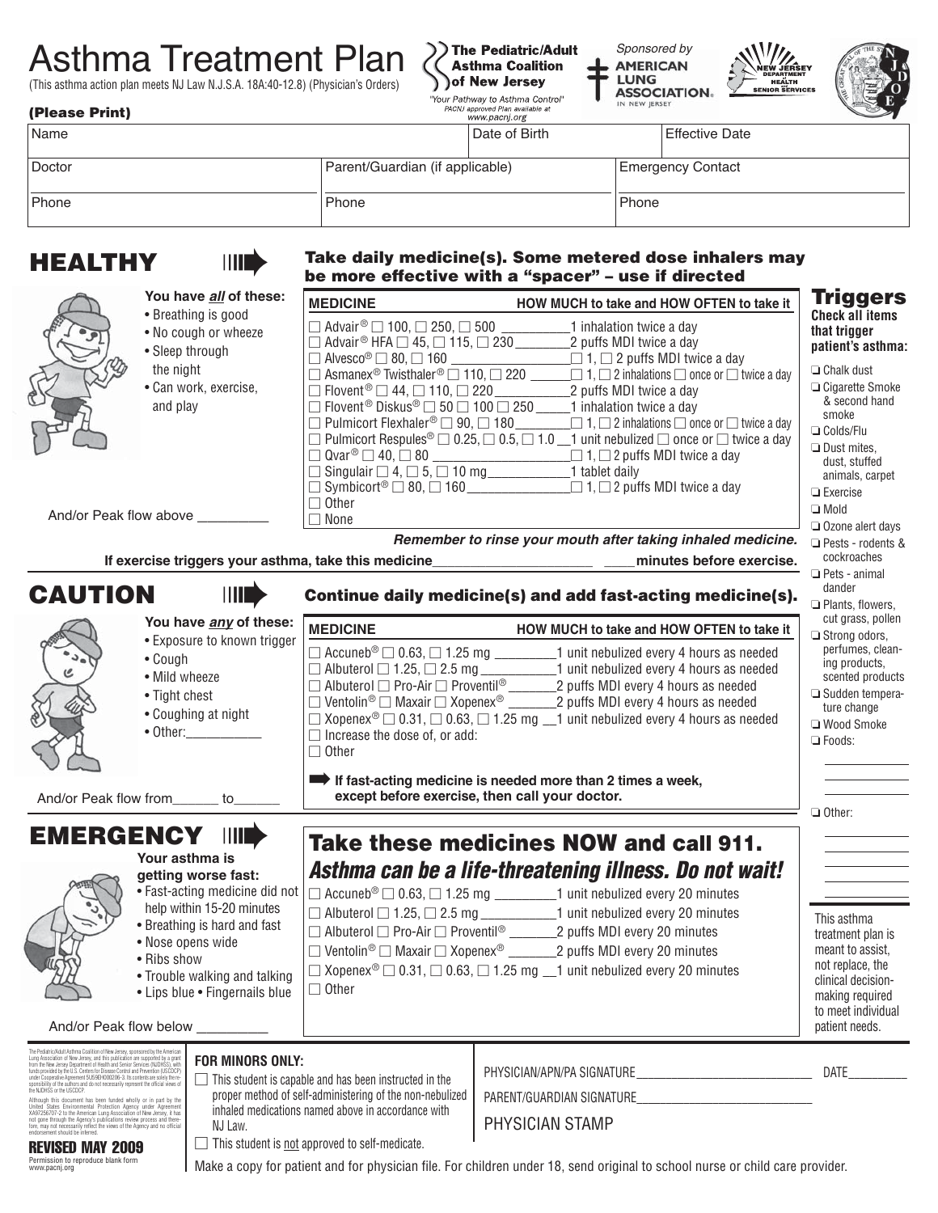# Asthma Treatment Plan

(This asthma action plan meets NJ Law N.J.S.A. 18A:40-12.8) (Physician's Orders)

The Pediatric/Adult Asthma Coalition of New Jersey
"Your Pathway to Asthma Control"
PACNJ approved Plan available at www.pacnj.org

Sponsored by AMERICAN LUNG ASSOCIATION. IN NEW JERSEY

NEW JERSEY DEPARTMENT OF HEALTH AND SENIOR SERVICES

**(Please Print)**

| Name | | Date of Birth | Effective Date |
|---|---|---|---|
| Doctor | Parent/Guardian (if applicable) | | Emergency Contact |
| Phone | Phone | | Phone |

## HEALTHY

You have ***all*** of these:
- Breathing is good
- No cough or wheeze
- Sleep through the night
- Can work, exercise, and play

And/or Peak flow above _________

**Take daily medicine(s). Some metered dose inhalers may be more effective with a "spacer" – use if directed**

| MEDICINE | HOW MUCH to take and HOW OFTEN to take it |
|---|---|
| ☐ Advair® ☐ 100, ☐ 250, ☐ 500 | 1 inhalation twice a day |
| ☐ Advair® HFA ☐ 45, ☐ 115, ☐ 230 | 2 puffs MDI twice a day |
| ☐ Alvesco® ☐ 80, ☐ 160 | ☐ 1, ☐ 2 puffs MDI twice a day |
| ☐ Asmanex® Twisthaler® ☐ 110, ☐ 220 | ☐ 1, ☐ 2 inhalations ☐ once or ☐ twice a day |
| ☐ Flovent® ☐ 44, ☐ 110, ☐ 220 | 2 puffs MDI twice a day |
| ☐ Flovent® Diskus® ☐ 50 ☐ 100 ☐ 250 | 1 inhalation twice a day |
| ☐ Pulmicort Flexhaler® ☐ 90, ☐ 180 | ☐ 1, ☐ 2 inhalations ☐ once or ☐ twice a day |
| ☐ Pulmicort Respules® ☐ 0.25, ☐ 0.5, ☐ 1.0 | 1 unit nebulized ☐ once or ☐ twice a day |
| ☐ Qvar® ☐ 40, ☐ 80 | ☐ 1, ☐ 2 puffs MDI twice a day |
| ☐ Singulair ☐ 4, ☐ 5, ☐ 10 mg | 1 tablet daily |
| ☐ Symbicort® ☐ 80, ☐ 160 | ☐ 1, ☐ 2 puffs MDI twice a day |
| ☐ Other | |
| ☐ None | |

***Remember to rinse your mouth after taking inhaled medicine.***

**If exercise triggers your asthma, take this medicine_____________________ ____minutes before exercise.**

## CAUTION

You have ***any*** of these:
- Exposure to known trigger
- Cough
- Mild wheeze
- Tight chest
- Coughing at night
- Other:___________

And/or Peak flow from______ to______

**Continue daily medicine(s) and add fast-acting medicine(s).**

| MEDICINE | HOW MUCH to take and HOW OFTEN to take it |
|---|---|
| ☐ Accuneb® ☐ 0.63, ☐ 1.25 mg | 1 unit nebulized every 4 hours as needed |
| ☐ Albuterol ☐ 1.25, ☐ 2.5 mg | 1 unit nebulized every 4 hours as needed |
| ☐ Albuterol ☐ Pro-Air ☐ Proventil® | 2 puffs MDI every 4 hours as needed |
| ☐ Ventolin® ☐ Maxair ☐ Xopenex® | 2 puffs MDI every 4 hours as needed |
| ☐ Xopenex® ☐ 0.31, ☐ 0.63, ☐ 1.25 mg | 1 unit nebulized every 4 hours as needed |
| ☐ Increase the dose of, or add: | |
| ☐ Other | |

➡ **If fast-acting medicine is needed more than 2 times a week, except before exercise, then call your doctor.**

## EMERGENCY

**Your asthma is getting worse fast:**
- Fast-acting medicine did not help within 15-20 minutes
- Breathing is hard and fast
- Nose opens wide
- Ribs show
- Trouble walking and talking
- Lips blue • Fingernails blue

And/or Peak flow below _________

**Take these medicines NOW and call 911.**

***Asthma can be a life-threatening illness. Do not wait!***

| | |
|---|---|
| ☐ Accuneb® ☐ 0.63, ☐ 1.25 mg | 1 unit nebulized every 20 minutes |
| ☐ Albuterol ☐ 1.25, ☐ 2.5 mg | 1 unit nebulized every 20 minutes |
| ☐ Albuterol ☐ Pro-Air ☐ Proventil® | 2 puffs MDI every 20 minutes |
| ☐ Ventolin® ☐ Maxair ☐ Xopenex® | 2 puffs MDI every 20 minutes |
| ☐ Xopenex® ☐ 0.31, ☐ 0.63, ☐ 1.25 mg | 1 unit nebulized every 20 minutes |
| ☐ Other | |

## Triggers

**Check all items that trigger patient's asthma:**

- ☐ Chalk dust
- ☐ Cigarette Smoke & second hand smoke
- ☐ Colds/Flu
- ☐ Dust mites, dust, stuffed animals, carpet
- ☐ Exercise
- ☐ Mold
- ☐ Ozone alert days
- ☐ Pests - rodents & cockroaches
- ☐ Pets - animal dander
- ☐ Plants, flowers, cut grass, pollen
- ☐ Strong odors, perfumes, cleaning products, scented products
- ☐ Sudden temperature change
- ☐ Wood Smoke
- ☐ Foods:
- ☐ Other:

This asthma treatment plan is meant to assist, not replace, the clinical decision-making required to meet individual patient needs.

**FOR MINORS ONLY:**

☐ This student is capable and has been instructed in the proper method of self-administering of the non-nebulized inhaled medications named above in accordance with NJ Law.

☐ This student is not approved to self-medicate.

PHYSICIAN/APN/PA SIGNATURE____________________________ DATE_________

PARENT/GUARDIAN SIGNATURE____________________________

PHYSICIAN STAMP

The Pediatric/Adult Asthma Coalition of New Jersey, sponsored by the American Lung Association of New Jersey, and this publication are supported by a grant from the New Jersey Department of Health and Senior Services (NJDHSS), with funds provided by the U.S. Centers for Disease Control and Prevention (USCDCP) under Cooperative Agreement 5U59EH000206-3. Its contents are solely the responsibility of the authors and do not necessarily represent the official views of the NJDHSS or the USCDCP.

Although this document has been funded wholly or in part by the United States Environmental Protection Agency under Agreement XA97256707-2 to the American Lung Association of New Jersey, it has not gone through the Agency's publications review process and therefore, may not necessarily reflect the views of the Agency and no official endorsement should be inferred.

**REVISED MAY 2009**

Permission to reproduce blank form www.pacnj.org

Make a copy for patient and for physician file. For children under 18, send original to school nurse or child care provider.